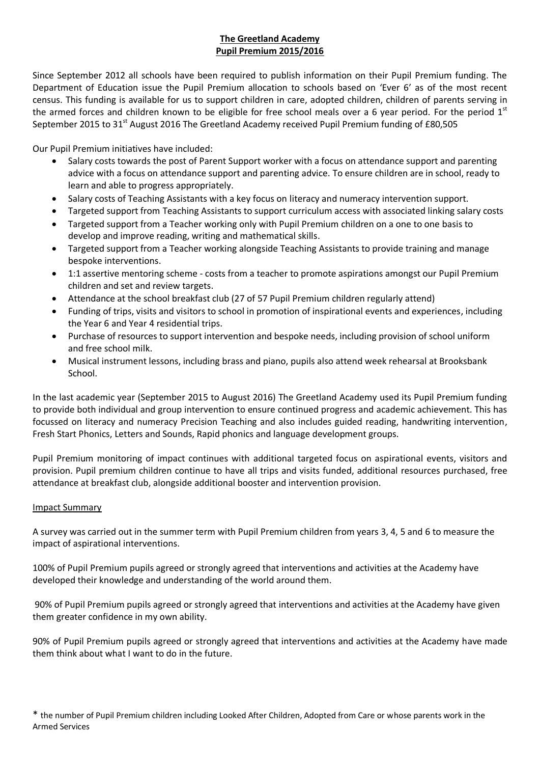**The Greetland Academy**
**Pupil Premium 2015/2016**

Since September 2012 all schools have been required to publish information on their Pupil Premium funding. The Department of Education issue the Pupil Premium allocation to schools based on 'Ever 6' as of the most recent census. This funding is available for us to support children in care, adopted children, children of parents serving in the armed forces and children known to be eligible for free school meals over a 6 year period. For the period 1st September 2015 to 31st August 2016 The Greetland Academy received Pupil Premium funding of £80,505

Our Pupil Premium initiatives have included:

- Salary costs towards the post of Parent Support worker with a focus on attendance support and parenting advice with a focus on attendance support and parenting advice. To ensure children are in school, ready to learn and able to progress appropriately.
- Salary costs of Teaching Assistants with a key focus on literacy and numeracy intervention support.
- Targeted support from Teaching Assistants to support curriculum access with associated linking salary costs
- Targeted support from a Teacher working only with Pupil Premium children on a one to one basis to develop and improve reading, writing and mathematical skills.
- Targeted support from a Teacher working alongside Teaching Assistants to provide training and manage bespoke interventions.
- 1:1 assertive mentoring scheme - costs from a teacher to promote aspirations amongst our Pupil Premium children and set and review targets.
- Attendance at the school breakfast club (27 of 57 Pupil Premium children regularly attend)
- Funding of trips, visits and visitors to school in promotion of inspirational events and experiences, including the Year 6 and Year 4 residential trips.
- Purchase of resources to support intervention and bespoke needs, including provision of school uniform and free school milk.
- Musical instrument lessons, including brass and piano, pupils also attend week rehearsal at Brooksbank School.

In the last academic year (September 2015 to August 2016) The Greetland Academy used its Pupil Premium funding to provide both individual and group intervention to ensure continued progress and academic achievement. This has focussed on literacy and numeracy Precision Teaching and also includes guided reading, handwriting intervention, Fresh Start Phonics, Letters and Sounds, Rapid phonics and language development groups.

Pupil Premium monitoring of impact continues with additional targeted focus on aspirational events, visitors and provision. Pupil premium children continue to have all trips and visits funded, additional resources purchased, free attendance at breakfast club, alongside additional booster and intervention provision.

Impact Summary

A survey was carried out in the summer term with Pupil Premium children from years 3, 4, 5 and 6 to measure the impact of aspirational interventions.

100% of Pupil Premium pupils agreed or strongly agreed that interventions and activities at the Academy have developed their knowledge and understanding of the world around them.

90% of Pupil Premium pupils agreed or strongly agreed that interventions and activities at the Academy have given them greater confidence in my own ability.

90% of Pupil Premium pupils agreed or strongly agreed that interventions and activities at the Academy have made them think about what I want to do in the future.

* the number of Pupil Premium children including Looked After Children, Adopted from Care or whose parents work in the Armed Services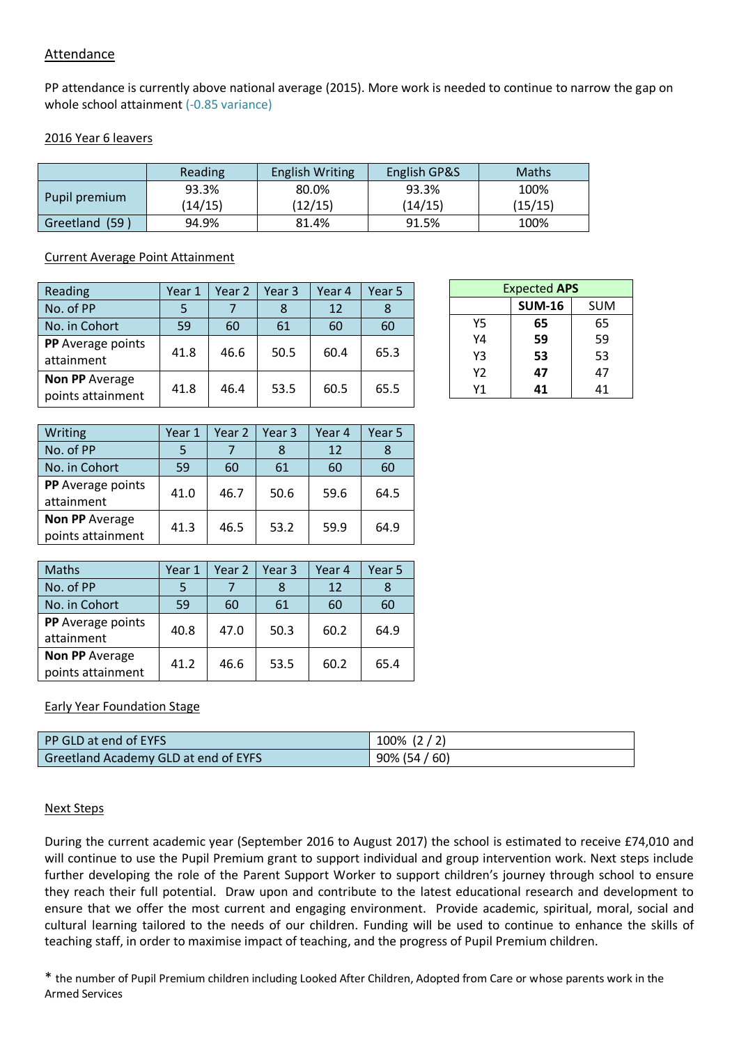## Attendance

PP attendance is currently above national average (2015). More work is needed to continue to narrow the gap on whole school attainment (-0.85 variance)

### 2016 Year 6 leavers

| | Reading | English Writing | English GP&S | Maths |
|---|---|---|---|---|
| Pupil premium | 93.3% (14/15) | 80.0% (12/15) | 93.3% (14/15) | 100% (15/15) |
| Greetland (59 ) | 94.9% | 81.4% | 91.5% | 100% |

### Current Average Point Attainment

| Reading | Year 1 | Year 2 | Year 3 | Year 4 | Year 5 |
|---|---|---|---|---|---|
| No. of PP | 5 | 7 | 8 | 12 | 8 |
| No. in Cohort | 59 | 60 | 61 | 60 | 60 |
| **PP** Average points attainment | 41.8 | 46.6 | 50.5 | 60.4 | 65.3 |
| **Non PP** Average points attainment | 41.8 | 46.4 | 53.5 | 60.5 | 65.5 |

| Expected **APS** | | |
|---|---|---|
| | **SUM-16** | SUM |
| Y5 | **65** | 65 |
| Y4 | **59** | 59 |
| Y3 | **53** | 53 |
| Y2 | **47** | 47 |
| Y1 | **41** | 41 |

| Writing | Year 1 | Year 2 | Year 3 | Year 4 | Year 5 |
|---|---|---|---|---|---|
| No. of PP | 5 | 7 | 8 | 12 | 8 |
| No. in Cohort | 59 | 60 | 61 | 60 | 60 |
| **PP** Average points attainment | 41.0 | 46.7 | 50.6 | 59.6 | 64.5 |
| **Non PP** Average points attainment | 41.3 | 46.5 | 53.2 | 59.9 | 64.9 |

| Maths | Year 1 | Year 2 | Year 3 | Year 4 | Year 5 |
|---|---|---|---|---|---|
| No. of PP | 5 | 7 | 8 | 12 | 8 |
| No. in Cohort | 59 | 60 | 61 | 60 | 60 |
| **PP** Average points attainment | 40.8 | 47.0 | 50.3 | 60.2 | 64.9 |
| **Non PP** Average points attainment | 41.2 | 46.6 | 53.5 | 60.2 | 65.4 |

### Early Year Foundation Stage

| | |
|---|---|
| PP GLD at end of EYFS | 100% (2 / 2) |
| Greetland Academy GLD at end of EYFS | 90% (54 / 60) |

### Next Steps

During the current academic year (September 2016 to August 2017) the school is estimated to receive £74,010 and will continue to use the Pupil Premium grant to support individual and group intervention work. Next steps include further developing the role of the Parent Support Worker to support children's journey through school to ensure they reach their full potential. Draw upon and contribute to the latest educational research and development to ensure that we offer the most current and engaging environment. Provide academic, spiritual, moral, social and cultural learning tailored to the needs of our children. Funding will be used to continue to enhance the skills of teaching staff, in order to maximise impact of teaching, and the progress of Pupil Premium children.

* the number of Pupil Premium children including Looked After Children, Adopted from Care or whose parents work in the Armed Services